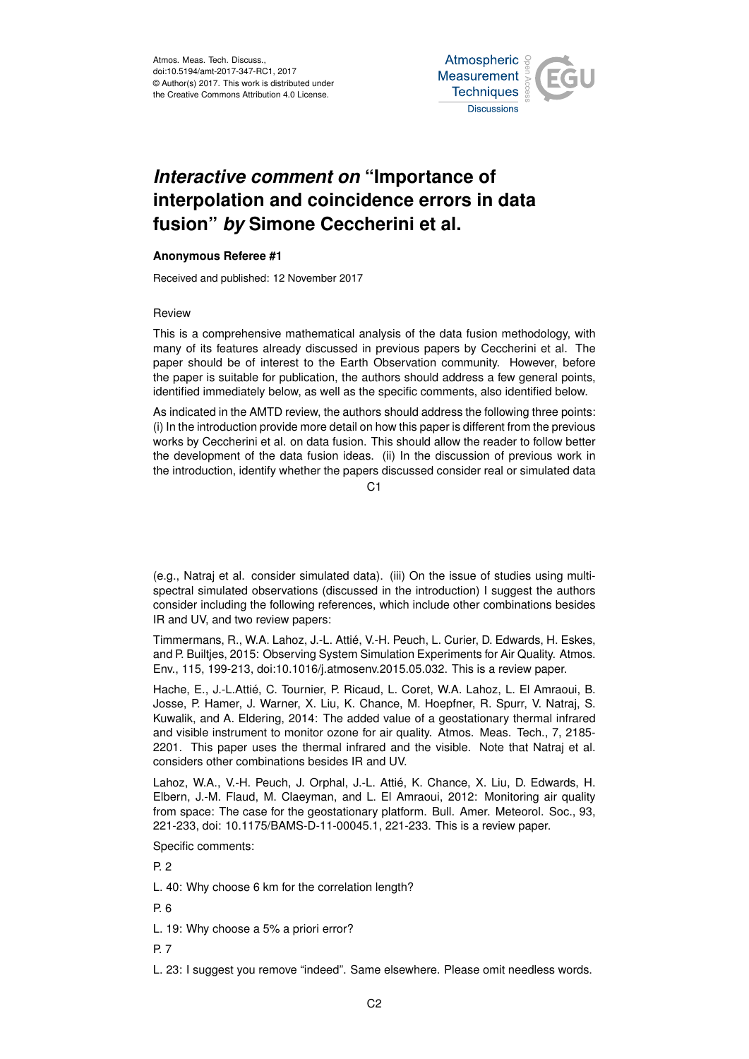Atmos. Meas. Tech. Discuss.,
doi:10.5194/amt-2017-347-RC1, 2017
© Author(s) 2017. This work is distributed under
the Creative Commons Attribution 4.0 License.

# *Interactive comment on* "Importance of interpolation and coincidence errors in data fusion" *by* Simone Ceccherini et al.

**Anonymous Referee #1**

Received and published: 12 November 2017

Review

This is a comprehensive mathematical analysis of the data fusion methodology, with many of its features already discussed in previous papers by Ceccherini et al. The paper should be of interest to the Earth Observation community. However, before the paper is suitable for publication, the authors should address a few general points, identified immediately below, as well as the specific comments, also identified below.

As indicated in the AMTD review, the authors should address the following three points: (i) In the introduction provide more detail on how this paper is different from the previous works by Ceccherini et al. on data fusion. This should allow the reader to follow better the development of the data fusion ideas. (ii) In the discussion of previous work in the introduction, identify whether the papers discussed consider real or simulated data (e.g., Natraj et al. consider simulated data). (iii) On the issue of studies using multi-spectral simulated observations (discussed in the introduction) I suggest the authors consider including the following references, which include other combinations besides IR and UV, and two review papers:

Timmermans, R., W.A. Lahoz, J.-L. Attié, V.-H. Peuch, L. Curier, D. Edwards, H. Eskes, and P. Builtjes, 2015: Observing System Simulation Experiments for Air Quality. Atmos. Env., 115, 199-213, doi:10.1016/j.atmosenv.2015.05.032. This is a review paper.

Hache, E., J.-L.Attié, C. Tournier, P. Ricaud, L. Coret, W.A. Lahoz, L. El Amraoui, B. Josse, P. Hamer, J. Warner, X. Liu, K. Chance, M. Hoepfner, R. Spurr, V. Natraj, S. Kuwalik, and A. Eldering, 2014: The added value of a geostationary thermal infrared and visible instrument to monitor ozone for air quality. Atmos. Meas. Tech., 7, 2185-2201. This paper uses the thermal infrared and the visible. Note that Natraj et al. considers other combinations besides IR and UV.

Lahoz, W.A., V.-H. Peuch, J. Orphal, J.-L. Attié, K. Chance, X. Liu, D. Edwards, H. Elbern, J.-M. Flaud, M. Claeyman, and L. El Amraoui, 2012: Monitoring air quality from space: The case for the geostationary platform. Bull. Amer. Meteorol. Soc., 93, 221-233, doi: 10.1175/BAMS-D-11-00045.1, 221-233. This is a review paper.

Specific comments:

P. 2

L. 40: Why choose 6 km for the correlation length?

P. 6

L. 19: Why choose a 5% a priori error?

P. 7

L. 23: I suggest you remove "indeed". Same elsewhere. Please omit needless words.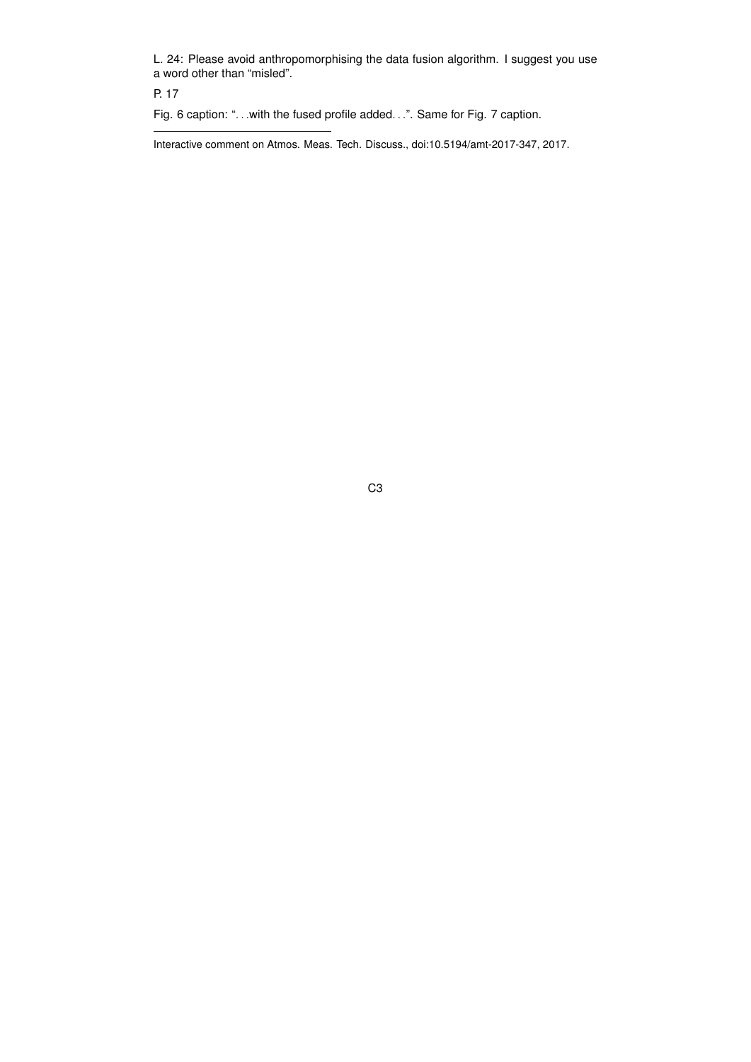L. 24: Please avoid anthropomorphising the data fusion algorithm. I suggest you use a word other than “misled”.

P. 17

Fig. 6 caption: “. . .with the fused profile added. . .”. Same for Fig. 7 caption.

---

Interactive comment on Atmos. Meas. Tech. Discuss., doi:10.5194/amt-2017-347, 2017.